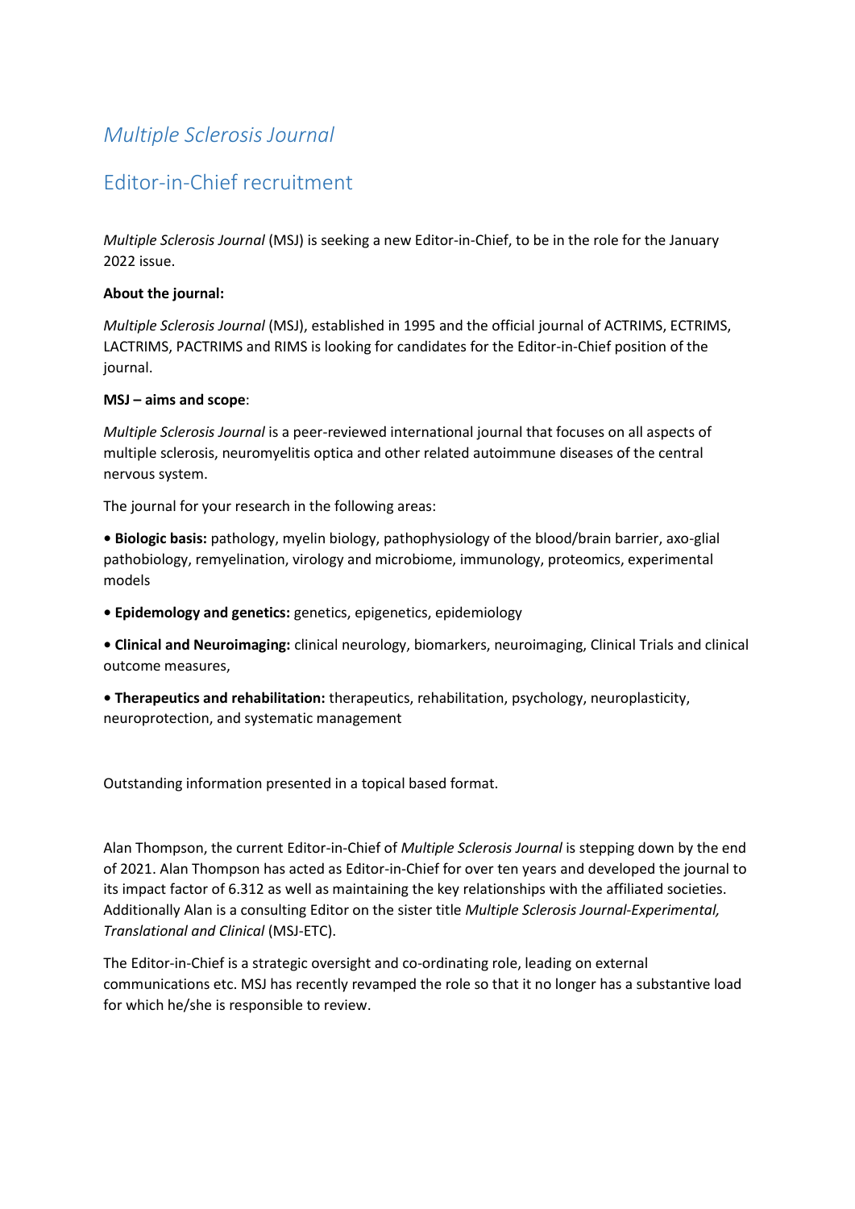# *Multiple Sclerosis Journal*

## Editor-in-Chief recruitment

*Multiple Sclerosis Journal* (MSJ) is seeking a new Editor-in-Chief, to be in the role for the January 2022 issue.

**About the journal:**

*Multiple Sclerosis Journal* (MSJ), established in 1995 and the official journal of ACTRIMS, ECTRIMS, LACTRIMS, PACTRIMS and RIMS is looking for candidates for the Editor-in-Chief position of the journal.

**MSJ – aims and scope**:

*Multiple Sclerosis Journal* is a peer-reviewed international journal that focuses on all aspects of multiple sclerosis, neuromyelitis optica and other related autoimmune diseases of the central nervous system.

The journal for your research in the following areas:

- **Biologic basis:** pathology, myelin biology, pathophysiology of the blood/brain barrier, axo-glial pathobiology, remyelination, virology and microbiome, immunology, proteomics, experimental models
- **Epidemology and genetics:** genetics, epigenetics, epidemiology
- **Clinical and Neuroimaging:** clinical neurology, biomarkers, neuroimaging, Clinical Trials and clinical outcome measures,
- **Therapeutics and rehabilitation:** therapeutics, rehabilitation, psychology, neuroplasticity, neuroprotection, and systematic management

Outstanding information presented in a topical based format.

Alan Thompson, the current Editor-in-Chief of *Multiple Sclerosis Journal* is stepping down by the end of 2021. Alan Thompson has acted as Editor-in-Chief for over ten years and developed the journal to its impact factor of 6.312 as well as maintaining the key relationships with the affiliated societies. Additionally Alan is a consulting Editor on the sister title *Multiple Sclerosis Journal-Experimental, Translational and Clinical* (MSJ-ETC).

The Editor-in-Chief is a strategic oversight and co-ordinating role, leading on external communications etc. MSJ has recently revamped the role so that it no longer has a substantive load for which he/she is responsible to review.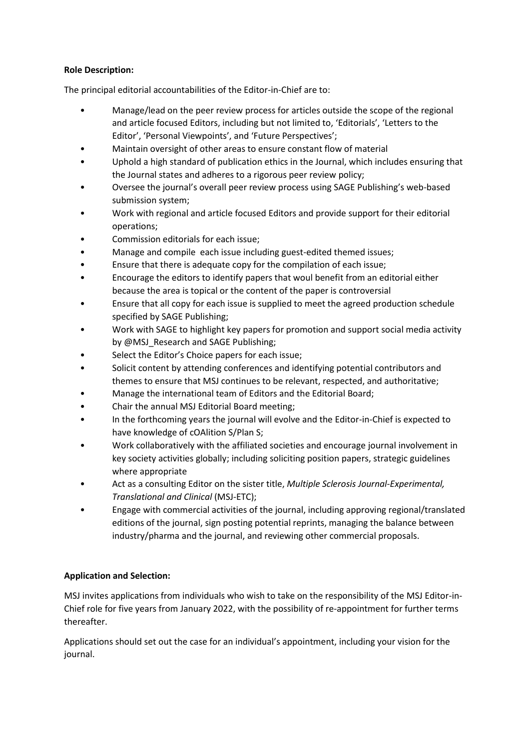**Role Description:**

The principal editorial accountabilities of the Editor-in-Chief are to:

- Manage/lead on the peer review process for articles outside the scope of the regional and article focused Editors, including but not limited to, 'Editorials', 'Letters to the Editor', 'Personal Viewpoints', and 'Future Perspectives';
- Maintain oversight of other areas to ensure constant flow of material
- Uphold a high standard of publication ethics in the Journal, which includes ensuring that the Journal states and adheres to a rigorous peer review policy;
- Oversee the journal's overall peer review process using SAGE Publishing's web-based submission system;
- Work with regional and article focused Editors and provide support for their editorial operations;
- Commission editorials for each issue;
- Manage and compile each issue including guest-edited themed issues;
- Ensure that there is adequate copy for the compilation of each issue;
- Encourage the editors to identify papers that woul benefit from an editorial either because the area is topical or the content of the paper is controversial
- Ensure that all copy for each issue is supplied to meet the agreed production schedule specified by SAGE Publishing;
- Work with SAGE to highlight key papers for promotion and support social media activity by @MSJ_Research and SAGE Publishing;
- Select the Editor's Choice papers for each issue;
- Solicit content by attending conferences and identifying potential contributors and themes to ensure that MSJ continues to be relevant, respected, and authoritative;
- Manage the international team of Editors and the Editorial Board;
- Chair the annual MSJ Editorial Board meeting;
- In the forthcoming years the journal will evolve and the Editor-in-Chief is expected to have knowledge of cOAlition S/Plan S;
- Work collaboratively with the affiliated societies and encourage journal involvement in key society activities globally; including soliciting position papers, strategic guidelines where appropriate
- Act as a consulting Editor on the sister title, *Multiple Sclerosis Journal-Experimental, Translational and Clinical* (MSJ-ETC);
- Engage with commercial activities of the journal, including approving regional/translated editions of the journal, sign posting potential reprints, managing the balance between industry/pharma and the journal, and reviewing other commercial proposals.

**Application and Selection:**

MSJ invites applications from individuals who wish to take on the responsibility of the MSJ Editor-in-Chief role for five years from January 2022, with the possibility of re-appointment for further terms thereafter.

Applications should set out the case for an individual's appointment, including your vision for the journal.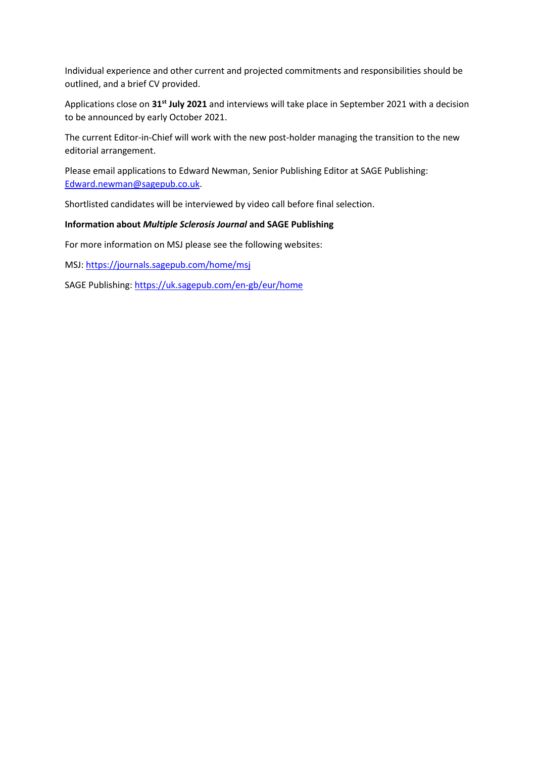Individual experience and other current and projected commitments and responsibilities should be outlined, and a brief CV provided.

Applications close on **31st July 2021** and interviews will take place in September 2021 with a decision to be announced by early October 2021.

The current Editor-in-Chief will work with the new post-holder managing the transition to the new editorial arrangement.

Please email applications to Edward Newman, Senior Publishing Editor at SAGE Publishing: [Edward.newman@sagepub.co.uk](mailto:Edward.newman@sagepub.co.uk).

Shortlisted candidates will be interviewed by video call before final selection.

**Information about *Multiple Sclerosis Journal* and SAGE Publishing**

For more information on MSJ please see the following websites:

MSJ: [https://journals.sagepub.com/home/msj](https://journals.sagepub.com/home/msj)

SAGE Publishing: [https://uk.sagepub.com/en-gb/eur/home](https://uk.sagepub.com/en-gb/eur/home)